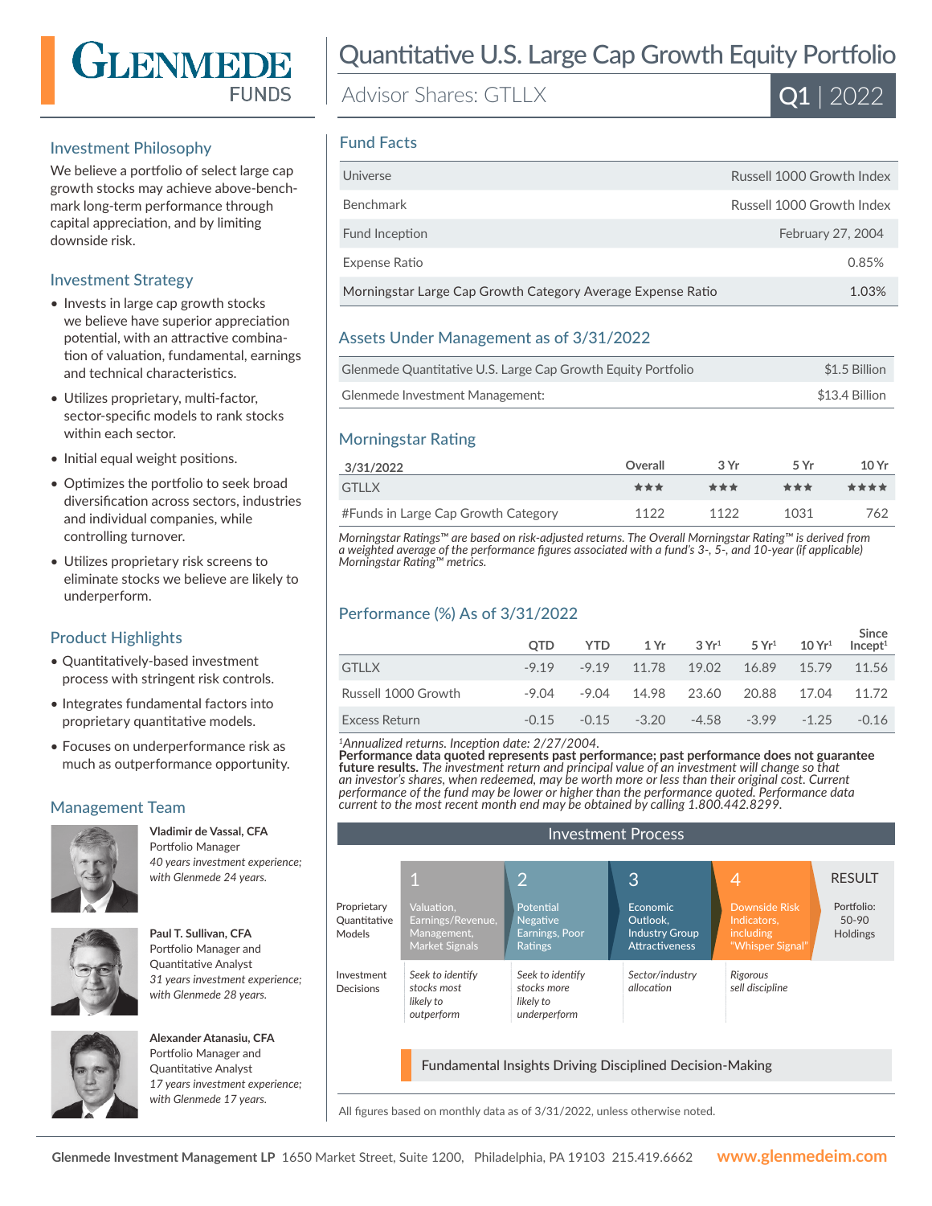# GLENMEDE FUNDS

# Quantitative U.S. Large Cap Growth Equity Portfolio

Advisor Shares: GTLLX

**Q1** | 2022

## Investment Philosophy

We believe a portfolio of select large cap growth stocks may achieve above-benchmark long-term performance through capital appreciation, and by limiting downside risk.

## Investment Strategy

- Invests in large cap growth stocks we believe have superior appreciation potential, with an attractive combination of valuation, fundamental, earnings and technical characteristics.
- Utilizes proprietary, multi-factor, sector-specific models to rank stocks within each sector.
- Initial equal weight positions.
- Optimizes the portfolio to seek broad diversification across sectors, industries and individual companies, while controlling turnover.
- Utilizes proprietary risk screens to eliminate stocks we believe are likely to underperform.

## Product Highlights

- Quantitatively-based investment process with stringent risk controls.
- Integrates fundamental factors into proprietary quantitative models.
- Focuses on underperformance risk as much as outperformance opportunity.

## Management Team

**Vladimir de Vassal, CFA**
Portfolio Manager
*40 years investment experience; with Glenmede 24 years.*

**Paul T. Sullivan, CFA**
Portfolio Manager and Quantitative Analyst
*31 years investment experience; with Glenmede 28 years.*

**Alexander Atanasiu, CFA**
Portfolio Manager and Quantitative Analyst
*17 years investment experience; with Glenmede 17 years.*

## Fund Facts

| | |
|---|---|
| Universe | Russell 1000 Growth Index |
| Benchmark | Russell 1000 Growth Index |
| Fund Inception | February 27, 2004 |
| Expense Ratio | 0.85% |
| Morningstar Large Cap Growth Category Average Expense Ratio | 1.03% |

## Assets Under Management as of 3/31/2022

| | |
|---|---|
| Glenmede Quantitative U.S. Large Cap Growth Equity Portfolio | $1.5 Billion |
| Glenmede Investment Management: | $13.4 Billion |

## Morningstar Rating

| 3/31/2022 | Overall | 3 Yr | 5 Yr | 10 Yr |
|---|---|---|---|---|
| GTLLX | ★★★ | ★★★ | ★★★ | ★★★★ |
| #Funds in Large Cap Growth Category | 1122 | 1122 | 1031 | 762 |

*Morningstar Ratings™ are based on risk-adjusted returns. The Overall Morningstar Rating™ is derived from a weighted average of the performance figures associated with a fund's 3-, 5-, and 10-year (if applicable) Morningstar Rating™ metrics.*

## Performance (%) As of 3/31/2022

| | QTD | YTD | 1 Yr | 3 Yr[1] | 5 Yr[1] | 10 Yr[1] | Since Incept[1] |
|---|---|---|---|---|---|---|---|
| GTLLX | -9.19 | -9.19 | 11.78 | 19.02 | 16.89 | 15.79 | 11.56 |
| Russell 1000 Growth | -9.04 | -9.04 | 14.98 | 23.60 | 20.88 | 17.04 | 11.72 |
| Excess Return | -0.15 | -0.15 | -3.20 | -4.58 | -3.99 | -1.25 | -0.16 |

[1]*Annualized returns. Inception date: 2/27/2004.*
**Performance data quoted represents past performance; past performance does not guarantee future results.** *The investment return and principal value of an investment will change so that an investor's shares, when redeemed, may be worth more or less than their original cost. Current performance of the fund may be lower or higher than the performance quoted. Performance data current to the most recent month end may be obtained by calling 1.800.442.8299.*

## Investment Process

| | 1 | 2 | 3 | 4 | RESULT |
|---|---|---|---|---|---|
| Proprietary Quantitative Models | Valuation, Earnings/Revenue, Management, Market Signals | Potential Negative Earnings, Poor Ratings | Economic Outlook, Industry Group Attractiveness | Downside Risk Indicators, including "Whisper Signal" | Portfolio: 50-90 Holdings |
| Investment Decisions | *Seek to identify stocks most likely to outperform* | *Seek to identify stocks more likely to underperform* | *Sector/industry allocation* | *Rigorous sell discipline* | |

Fundamental Insights Driving Disciplined Decision-Making

All figures based on monthly data as of 3/31/2022, unless otherwise noted.

**Glenmede Investment Management LP** 1650 Market Street, Suite 1200, Philadelphia, PA 19103 215.419.6662 **www.glenmedeim.com**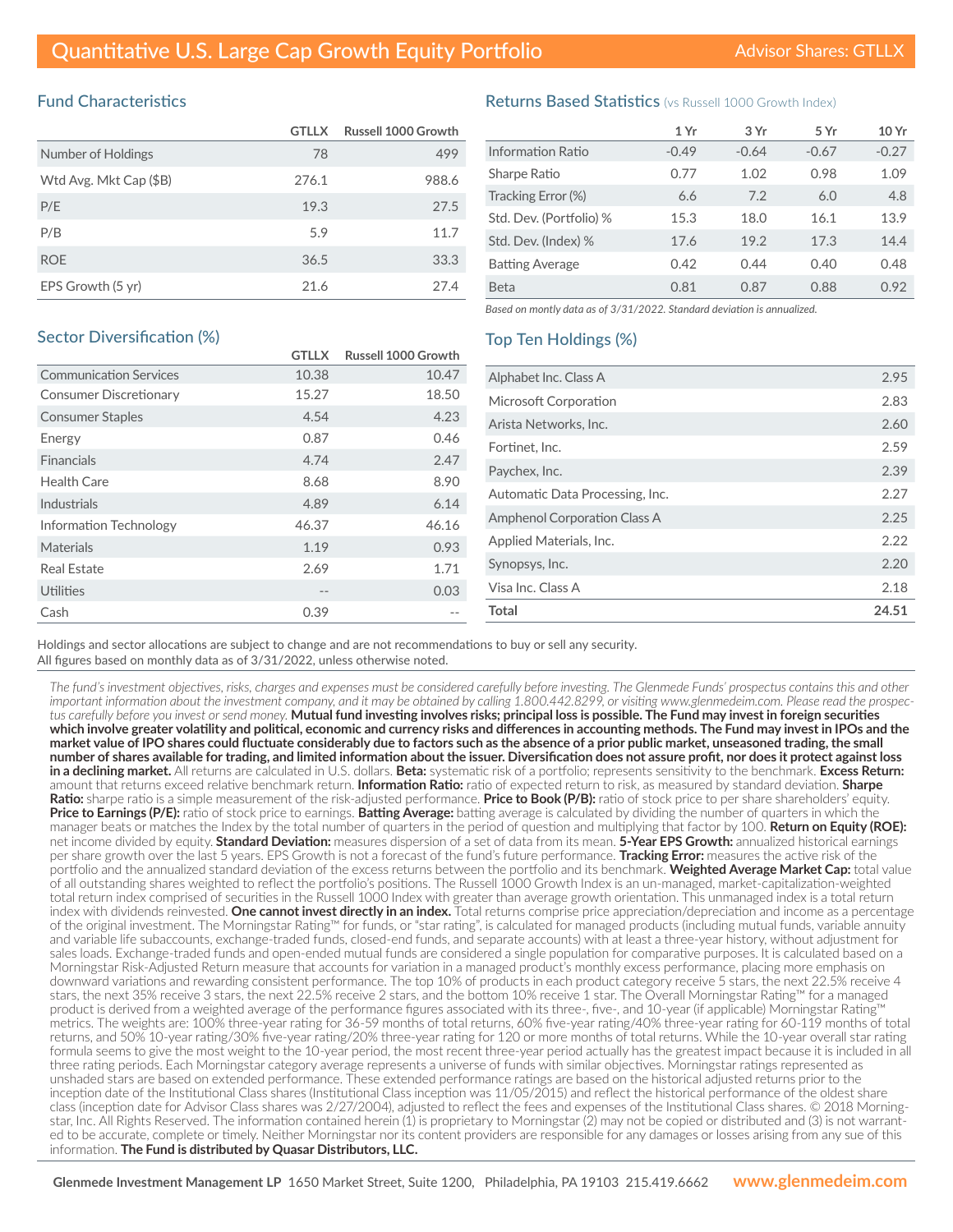# Quantitative U.S. Large Cap Growth Equity Portfolio

Advisor Shares: GTLLX

## Fund Characteristics

| | GTLLX | Russell 1000 Growth |
|---|---|---|
| Number of Holdings | 78 | 499 |
| Wtd Avg. Mkt Cap ($B) | 276.1 | 988.6 |
| P/E | 19.3 | 27.5 |
| P/B | 5.9 | 11.7 |
| ROE | 36.5 | 33.3 |
| EPS Growth (5 yr) | 21.6 | 27.4 |

## Returns Based Statistics (vs Russell 1000 Growth Index)

| | 1 Yr | 3 Yr | 5 Yr | 10 Yr |
|---|---|---|---|---|
| Information Ratio | -0.49 | -0.64 | -0.67 | -0.27 |
| Sharpe Ratio | 0.77 | 1.02 | 0.98 | 1.09 |
| Tracking Error (%) | 6.6 | 7.2 | 6.0 | 4.8 |
| Std. Dev. (Portfolio) % | 15.3 | 18.0 | 16.1 | 13.9 |
| Std. Dev. (Index) % | 17.6 | 19.2 | 17.3 | 14.4 |
| Batting Average | 0.42 | 0.44 | 0.40 | 0.48 |
| Beta | 0.81 | 0.87 | 0.88 | 0.92 |

*Based on montly data as of 3/31/2022. Standard deviation is annualized.*

## Sector Diversification (%)

| | GTLLX | Russell 1000 Growth |
|---|---|---|
| Communication Services | 10.38 | 10.47 |
| Consumer Discretionary | 15.27 | 18.50 |
| Consumer Staples | 4.54 | 4.23 |
| Energy | 0.87 | 0.46 |
| Financials | 4.74 | 2.47 |
| Health Care | 8.68 | 8.90 |
| Industrials | 4.89 | 6.14 |
| Information Technology | 46.37 | 46.16 |
| Materials | 1.19 | 0.93 |
| Real Estate | 2.69 | 1.71 |
| Utilities | -- | 0.03 |
| Cash | 0.39 | -- |

## Top Ten Holdings (%)

| | |
|---|---|
| Alphabet Inc. Class A | 2.95 |
| Microsoft Corporation | 2.83 |
| Arista Networks, Inc. | 2.60 |
| Fortinet, Inc. | 2.59 |
| Paychex, Inc. | 2.39 |
| Automatic Data Processing, Inc. | 2.27 |
| Amphenol Corporation Class A | 2.25 |
| Applied Materials, Inc. | 2.22 |
| Synopsys, Inc. | 2.20 |
| Visa Inc. Class A | 2.18 |
| **Total** | **24.51** |

Holdings and sector allocations are subject to change and are not recommendations to buy or sell any security.
All figures based on monthly data as of 3/31/2022, unless otherwise noted.

*The fund's investment objectives, risks, charges and expenses must be considered carefully before investing. The Glenmede Funds' prospectus contains this and other important information about the investment company, and it may be obtained by calling 1.800.442.8299, or visiting www.glenmedeim.com. Please read the prospectus carefully before you invest or send money.* **Mutual fund investing involves risks; principal loss is possible. The Fund may invest in foreign securities which involve greater volatility and political, economic and currency risks and differences in accounting methods. The Fund may invest in IPOs and the market value of IPO shares could fluctuate considerably due to factors such as the absence of a prior public market, unseasoned trading, the small number of shares available for trading, and limited information about the issuer. Diversification does not assure profit, nor does it protect against loss in a declining market.** All returns are calculated in U.S. dollars. **Beta:** systematic risk of a portfolio; represents sensitivity to the benchmark. **Excess Return:** amount that returns exceed relative benchmark return. **Information Ratio:** ratio of expected return to risk, as measured by standard deviation. **Sharpe Ratio:** sharpe ratio is a simple measurement of the risk-adjusted performance. **Price to Book (P/B):** ratio of stock price to per share shareholders' equity. **Price to Earnings (P/E):** ratio of stock price to earnings. **Batting Average:** batting average is calculated by dividing the number of quarters in which the manager beats or matches the Index by the total number of quarters in the period of question and multiplying that factor by 100. **Return on Equity (ROE):** net income divided by equity. **Standard Deviation:** measures dispersion of a set of data from its mean. **5-Year EPS Growth:** annualized historical earnings per share growth over the last 5 years. EPS Growth is not a forecast of the fund's future performance. **Tracking Error:** measures the active risk of the portfolio and the annualized standard deviation of the excess returns between the portfolio and its benchmark. **Weighted Average Market Cap:** total value of all outstanding shares weighted to reflect the portfolio's positions. The Russell 1000 Growth Index is an un-managed, market-capitalization-weighted total return index comprised of securities in the Russell 1000 Index with greater than average growth orientation. This unmanaged index is a total return index with dividends reinvested. **One cannot invest directly in an index.** Total returns comprise price appreciation/depreciation and income as a percentage of the original investment. The Morningstar Rating™ for funds, or "star rating", is calculated for managed products (including mutual funds, variable annuity and variable life subaccounts, exchange-traded funds, closed-end funds, and separate accounts) with at least a three-year history, without adjustment for sales loads. Exchange-traded funds and open-ended mutual funds are considered a single population for comparative purposes. It is calculated based on a Morningstar Risk-Adjusted Return measure that accounts for variation in a managed product's monthly excess performance, placing more emphasis on downward variations and rewarding consistent performance. The top 10% of products in each product category receive 5 stars, the next 22.5% receive 4 stars, the next 35% receive 3 stars, the next 22.5% receive 2 stars, and the bottom 10% receive 1 star. The Overall Morningstar Rating™ for a managed product is derived from a weighted average of the performance figures associated with its three-, five-, and 10-year (if applicable) Morningstar Rating™ metrics. The weights are: 100% three-year rating for 36-59 months of total returns, 60% five-year rating/40% three-year rating for 60-119 months of total returns, and 50% 10-year rating/30% five-year rating/20% three-year rating for 120 or more months of total returns. While the 10-year overall star rating formula seems to give the most weight to the 10-year period, the most recent three-year period actually has the greatest impact because it is included in all three rating periods. Each Morningstar category average represents a universe of funds with similar objectives. Morningstar ratings represented as unshaded stars are based on extended performance. These extended performance ratings are based on the historical adjusted returns prior to the inception date of the Institutional Class shares (Institutional Class inception was 11/05/2015) and reflect the historical performance of the oldest share class (inception date for Advisor Class shares was 2/27/2004), adjusted to reflect the fees and expenses of the Institutional Class shares. © 2018 Morningstar, Inc. All Rights Reserved. The information contained herein (1) is proprietary to Morningstar (2) may not be copied or distributed and (3) is not warranted to be accurate, complete or timely. Neither Morningstar nor its content providers are responsible for any damages or losses arising from any sue of this information. **The Fund is distributed by Quasar Distributors, LLC.**

**Glenmede Investment Management LP** 1650 Market Street, Suite 1200, Philadelphia, PA 19103 215.419.6662 **www.glenmedeim.com**